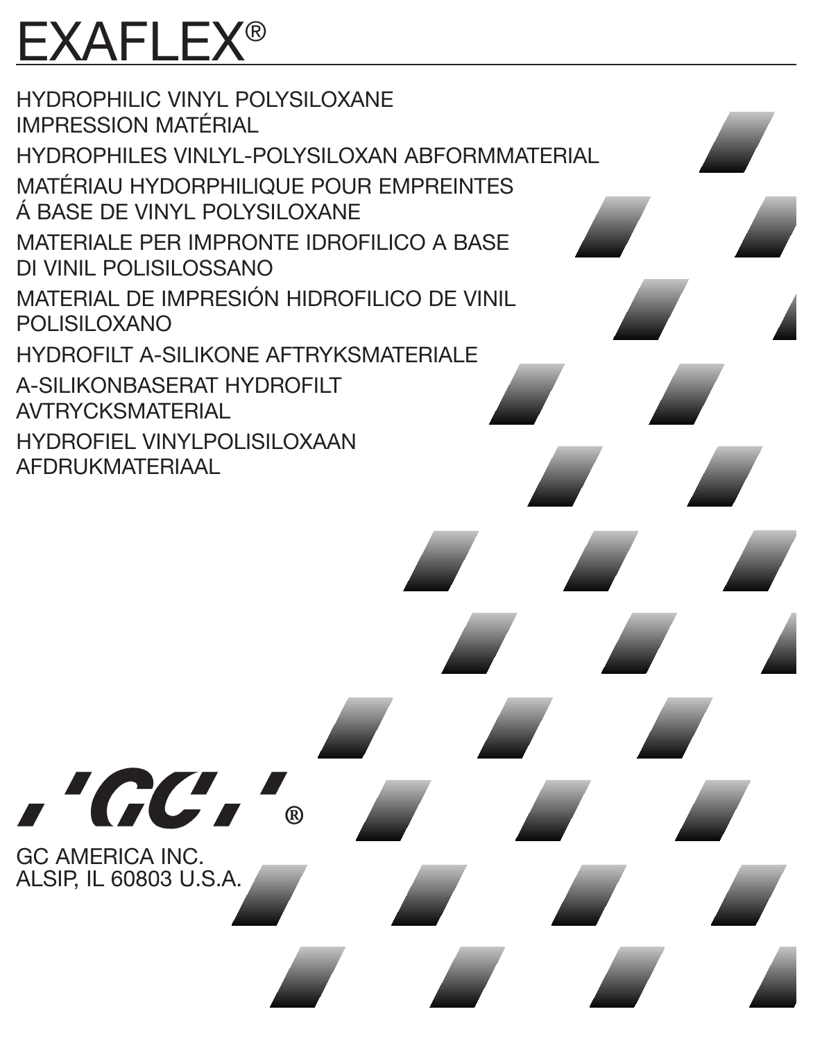# EXAFLEX®

HYDROPHILIC VINYL POLYSILOXANE
IMPRESSION MATÉRIAL

HYDROPHILES VINLYL-POLYSILOXAN ABFORMMATERIAL

MATÉRIAU HYDORPHILIQUE POUR EMPREINTES
Á BASE DE VINYL POLYSILOXANE

MATERIALE PER IMPRONTE IDROFILICO A BASE
DI VINIL POLISILOSSANO

MATERIAL DE IMPRESIÓN HIDROFILICO DE VINIL
POLISILOXANO

HYDROFILT A-SILIKONE AFTRYKSMATERIALE

A-SILIKONBASERAT HYDROFILT
AVTRYCKSMATERIAL

HYDROFIEL VINYLPOLISILOXAAN
AFDRUKMATERIAAL

GC®

GC AMERICA INC.
ALSIP, IL 60803 U.S.A.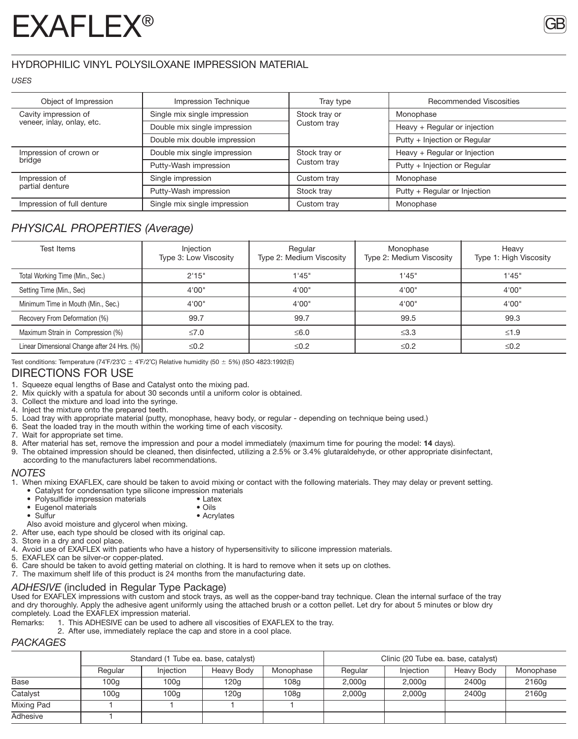# EXAFLEX®

GB

## HYDROPHILIC VINYL POLYSILOXANE IMPRESSION MATERIAL

*USES*

| Object of Impression | Impression Technique | Tray type | Recommended Viscosities |
|---|---|---|---|
| Cavity impression of veneer, inlay, onlay, etc. | Single mix single impression | Stock tray or Custom tray | Monophase |
| | Double mix single impression | | Heavy + Regular or injection |
| | Double mix double impression | | Putty + Injection or Regular |
| Impression of crown or bridge | Double mix single impression | Stock tray or Custom tray | Heavy + Regular or Injection |
| | Putty-Wash impression | | Putty + Injection or Regular |
| Impression of partial denture | Single impression | Custom tray | Monophase |
| | Putty-Wash impression | Stock tray | Putty + Regular or Injection |
| Impression of full denture | Single mix single impression | Custom tray | Monophase |

## *PHYSICAL PROPERTIES (Average)*

| Test Items | Injection Type 3: Low Viscosity | Regular Type 2: Medium Viscosity | Monophase Type 2: Medium Viscosity | Heavy Type 1: High Viscosity |
|---|---|---|---|---|
| Total Working Time (Min., Sec.) | 2'15" | 1'45" | 1'45" | 1'45" |
| Setting Time (Min., Sec) | 4'00" | 4'00" | 4'00" | 4'00" |
| Minimum Time in Mouth (Min., Sec.) | 4'00" | 4'00" | 4'00" | 4'00" |
| Recovery From Deformation (%) | 99.7 | 99.7 | 99.5 | 99.3 |
| Maximum Strain in Compression (%) | ≤7.0 | ≤6.0 | ≤3.3 | ≤1.9 |
| Linear Dimensional Change after 24 Hrs. (%) | ≤0.2 | ≤0.2 | ≤0.2 | ≤0.2 |

Test conditions: Temperature (74˚F/23˚C ± 4˚F/2˚C) Relative humidity (50 ± 5%) (ISO 4823:1992(E)

## DIRECTIONS FOR USE

1. Squeeze equal lengths of Base and Catalyst onto the mixing pad.
2. Mix quickly with a spatula for about 30 seconds until a uniform color is obtained.
3. Collect the mixture and load into the syringe.
4. Inject the mixture onto the prepared teeth.
5. Load tray with appropriate material (putty, monophase, heavy body, or regular - depending on technique being used.)
6. Seat the loaded tray in the mouth within the working time of each viscosity.
7. Wait for appropriate set time.
8. After material has set, remove the impression and pour a model immediately (maximum time for pouring the model: **14** days).
9. The obtained impression should be cleaned, then disinfected, utilizing a 2.5% or 3.4% glutaraldehyde, or other appropriate disinfectant, according to the manufacturers label recommendations.

### *NOTES*

1. When mixing EXAFLEX, care should be taken to avoid mixing or contact with the following materials. They may delay or prevent setting.
   - Catalyst for condensation type silicone impression materials
   - Polysulfide impression materials
   - Eugenol materials
   - Sulfur
   - Latex
   - Oils
   - Acrylates

   Also avoid moisture and glycerol when mixing.
2. After use, each type should be closed with its original cap.
3. Store in a dry and cool place.
4. Avoid use of EXAFLEX with patients who have a history of hypersensitivity to silicone impression materials.
5. EXAFLEX can be silver-or copper-plated.
6. Care should be taken to avoid getting material on clothing. It is hard to remove when it sets up on clothes.
7. The maximum shelf life of this product is 24 months from the manufacturing date.

### *ADHESIVE* (included in Regular Type Package)

Used for EXAFLEX impressions with custom and stock trays, as well as the copper-band tray technique. Clean the internal surface of the tray and dry thoroughly. Apply the adhesive agent uniformly using the attached brush or a cotton pellet. Let dry for about 5 minutes or blow dry completely. Load the EXAFLEX impression material.

Remarks:
1. This ADHESIVE can be used to adhere all viscosities of EXAFLEX to the tray.
2. After use, immediately replace the cap and store in a cool place.

### *PACKAGES*

| | Standard (1 Tube ea. base, catalyst) | | | | Clinic (20 Tube ea. base, catalyst) | | | |
|---|---|---|---|---|---|---|---|---|
| | Regular | Injection | Heavy Body | Monophase | Regular | Injection | Heavy Body | Monophase |
| Base | 100g | 100g | 120g | 108g | 2,000g | 2,000g | 2400g | 2160g |
| Catalyst | 100g | 100g | 120g | 108g | 2,000g | 2,000g | 2400g | 2160g |
| Mixing Pad | 1 | 1 | 1 | 1 | | | | |
| Adhesive | 1 | | | | | | | |